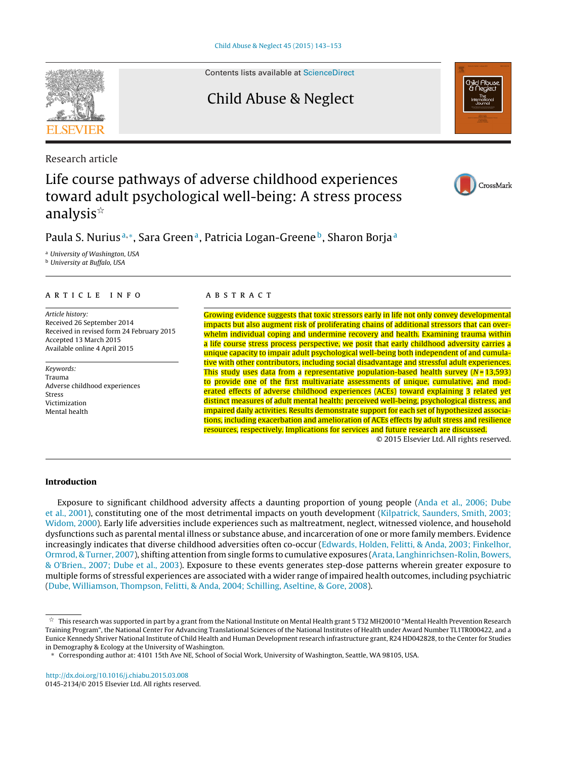Research article

# Life course pathways of adverse childhood experiences toward adult psychological well-being: A stress process analysis☆

Paula S. Nurius[a,*], Sara Green[a], Patricia Logan-Greene[b], Sharon Borja[a]

[a] University of Washington, USA

[b] University at Buffalo, USA

## ARTICLE INFO

*Article history:*
Received 26 September 2014
Received in revised form 24 February 2015
Accepted 13 March 2015
Available online 4 April 2015

*Keywords:*
Trauma
Adverse childhood experiences
Stress
Victimization
Mental health

## ABSTRACT

Growing evidence suggests that toxic stressors early in life not only convey developmental impacts but also augment risk of proliferating chains of additional stressors that can overwhelm individual coping and undermine recovery and health. Examining trauma within a life course stress process perspective, we posit that early childhood adversity carries a unique capacity to impair adult psychological well-being both independent of and cumulative with other contributors, including social disadvantage and stressful adult experiences. This study uses data from a representative population-based health survey ($N = 13{,}593$) to provide one of the first multivariate assessments of unique, cumulative, and moderated effects of adverse childhood experiences (ACEs) toward explaining 3 related yet distinct measures of adult mental health: perceived well-being, psychological distress, and impaired daily activities. Results demonstrate support for each set of hypothesized associations, including exacerbation and amelioration of ACEs effects by adult stress and resilience resources, respectively. Implications for services and future research are discussed.

© 2015 Elsevier Ltd. All rights reserved.

## Introduction

Exposure to significant childhood adversity affects a daunting proportion of young people (Anda et al., 2006; Dube et al., 2001), constituting one of the most detrimental impacts on youth development (Kilpatrick, Saunders, Smith, 2003; Widom, 2000). Early life adversities include experiences such as maltreatment, neglect, witnessed violence, and household dysfunctions such as parental mental illness or substance abuse, and incarceration of one or more family members. Evidence increasingly indicates that diverse childhood adversities often co-occur (Edwards, Holden, Felitti, & Anda, 2003; Finkelhor, Ormrod, & Turner, 2007), shifting attention from single forms to cumulative exposures (Arata, Langhinrichsen-Rolin, Bowers, & O'Brien., 2007; Dube et al., 2003). Exposure to these events generates step-dose patterns wherein greater exposure to multiple forms of stressful experiences are associated with a wider range of impaired health outcomes, including psychiatric (Dube, Williamson, Thompson, Felitti, & Anda, 2004; Schilling, Aseltine, & Gore, 2008).

☆ This research was supported in part by a grant from the National Institute on Mental Health grant 5 T32 MH20010 "Mental Health Prevention Research Training Program", the National Center For Advancing Translational Sciences of the National Institutes of Health under Award Number TL1TR000422, and a Eunice Kennedy Shriver National Institute of Child Health and Human Development research infrastructure grant, R24 HD042828, to the Center for Studies in Demography & Ecology at the University of Washington.

\* Corresponding author at: 4101 15th Ave NE, School of Social Work, University of Washington, Seattle, WA 98105, USA.

http://dx.doi.org/10.1016/j.chiabu.2015.03.008
0145-2134/© 2015 Elsevier Ltd. All rights reserved.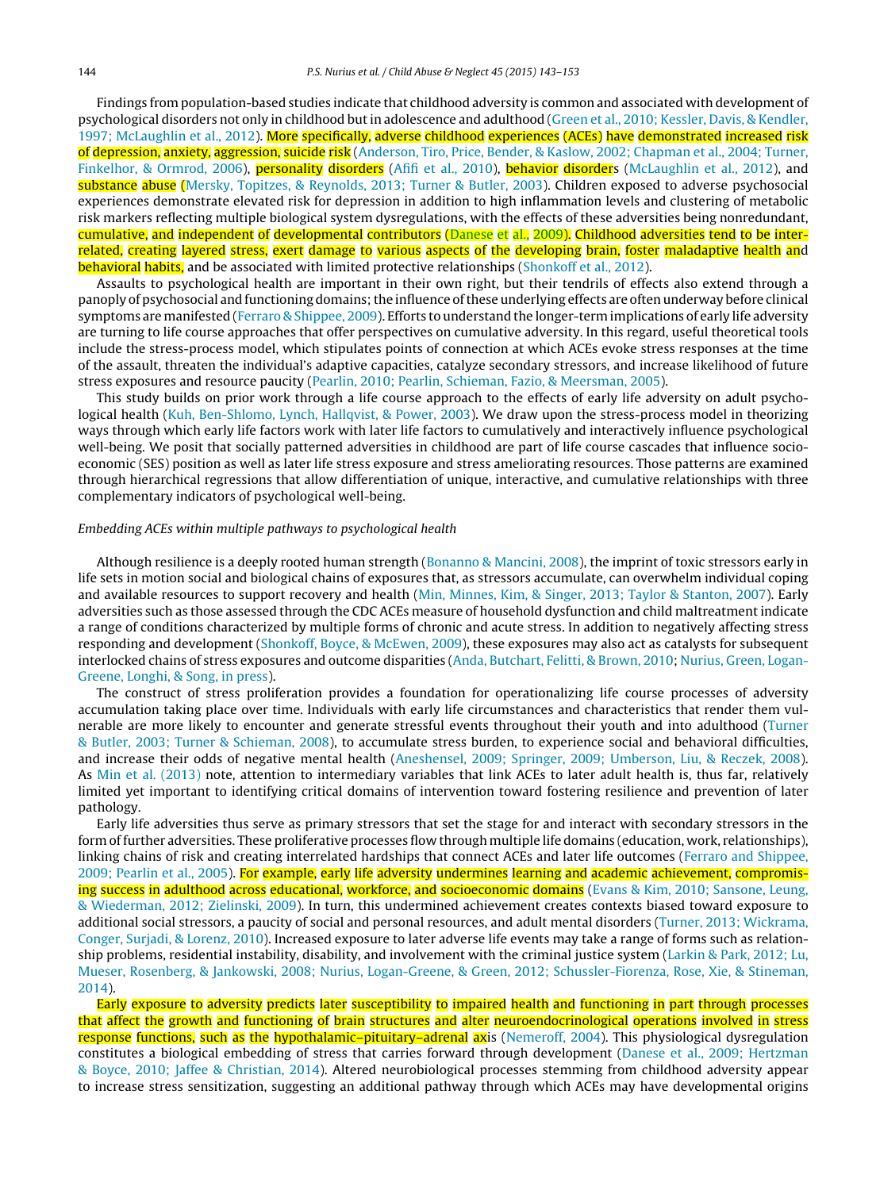Findings from population-based studies indicate that childhood adversity is common and associated with development of psychological disorders not only in childhood but in adolescence and adulthood (Green et al., 2010; Kessler, Davis, & Kendler, 1997; McLaughlin et al., 2012). More specifically, adverse childhood experiences (ACEs) have demonstrated increased risk of depression, anxiety, aggression, suicide risk (Anderson, Tiro, Price, Bender, & Kaslow, 2002; Chapman et al., 2004; Turner, Finkelhor, & Ormrod, 2006), personality disorders (Afifi et al., 2010), behavior disorders (McLaughlin et al., 2012), and substance abuse (Mersky, Topitzes, & Reynolds, 2013; Turner & Butler, 2003). Children exposed to adverse psychosocial experiences demonstrate elevated risk for depression in addition to high inflammation levels and clustering of metabolic risk markers reflecting multiple biological system dysregulations, with the effects of these adversities being nonredundant, cumulative, and independent of developmental contributors (Danese et al., 2009). Childhood adversities tend to be inter-related, creating layered stress, exert damage to various aspects of the developing brain, foster maladaptive health and behavioral habits, and be associated with limited protective relationships (Shonkoff et al., 2012).

Assaults to psychological health are important in their own right, but their tendrils of effects also extend through a panoply of psychosocial and functioning domains; the influence of these underlying effects are often underway before clinical symptoms are manifested (Ferraro & Shippee, 2009). Efforts to understand the longer-term implications of early life adversity are turning to life course approaches that offer perspectives on cumulative adversity. In this regard, useful theoretical tools include the stress-process model, which stipulates points of connection at which ACEs evoke stress responses at the time of the assault, threaten the individual's adaptive capacities, catalyze secondary stressors, and increase likelihood of future stress exposures and resource paucity (Pearlin, 2010; Pearlin, Schieman, Fazio, & Meersman, 2005).

This study builds on prior work through a life course approach to the effects of early life adversity on adult psychological health (Kuh, Ben-Shlomo, Lynch, Hallqvist, & Power, 2003). We draw upon the stress-process model in theorizing ways through which early life factors work with later life factors to cumulatively and interactively influence psychological well-being. We posit that socially patterned adversities in childhood are part of life course cascades that influence socioeconomic (SES) position as well as later life stress exposure and stress ameliorating resources. Those patterns are examined through hierarchical regressions that allow differentiation of unique, interactive, and cumulative relationships with three complementary indicators of psychological well-being.

### *Embedding ACEs within multiple pathways to psychological health*

Although resilience is a deeply rooted human strength (Bonanno & Mancini, 2008), the imprint of toxic stressors early in life sets in motion social and biological chains of exposures that, as stressors accumulate, can overwhelm individual coping and available resources to support recovery and health (Min, Minnes, Kim, & Singer, 2013; Taylor & Stanton, 2007). Early adversities such as those assessed through the CDC ACEs measure of household dysfunction and child maltreatment indicate a range of conditions characterized by multiple forms of chronic and acute stress. In addition to negatively affecting stress responding and development (Shonkoff, Boyce, & McEwen, 2009), these exposures may also act as catalysts for subsequent interlocked chains of stress exposures and outcome disparities (Anda, Butchart, Felitti, & Brown, 2010; Nurius, Green, Logan-Greene, Longhi, & Song, in press).

The construct of stress proliferation provides a foundation for operationalizing life course processes of adversity accumulation taking place over time. Individuals with early life circumstances and characteristics that render them vulnerable are more likely to encounter and generate stressful events throughout their youth and into adulthood (Turner & Butler, 2003; Turner & Schieman, 2008), to accumulate stress burden, to experience social and behavioral difficulties, and increase their odds of negative mental health (Aneshensel, 2009; Springer, 2009; Umberson, Liu, & Reczek, 2008). As Min et al. (2013) note, attention to intermediary variables that link ACEs to later adult health is, thus far, relatively limited yet important to identifying critical domains of intervention toward fostering resilience and prevention of later pathology.

Early life adversities thus serve as primary stressors that set the stage for and interact with secondary stressors in the form of further adversities. These proliferative processes flow through multiple life domains (education, work, relationships), linking chains of risk and creating interrelated hardships that connect ACEs and later life outcomes (Ferraro and Shippee, 2009; Pearlin et al., 2005). For example, early life adversity undermines learning and academic achievement, compromising success in adulthood across educational, workforce, and socioeconomic domains (Evans & Kim, 2010; Sansone, Leung, & Wiederman, 2012; Zielinski, 2009). In turn, this undermined achievement creates contexts biased toward exposure to additional social stressors, a paucity of social and personal resources, and adult mental disorders (Turner, 2013; Wickrama, Conger, Surjadi, & Lorenz, 2010). Increased exposure to later adverse life events may take a range of forms such as relationship problems, residential instability, disability, and involvement with the criminal justice system (Larkin & Park, 2012; Lu, Mueser, Rosenberg, & Jankowski, 2008; Nurius, Logan-Greene, & Green, 2012; Schussler-Fiorenza, Rose, Xie, & Stineman, 2014).

Early exposure to adversity predicts later susceptibility to impaired health and functioning in part through processes that affect the growth and functioning of brain structures and alter neuroendocrinological operations involved in stress response functions, such as the hypothalamic–pituitary–adrenal axis (Nemeroff, 2004). This physiological dysregulation constitutes a biological embedding of stress that carries forward through development (Danese et al., 2009; Hertzman & Boyce, 2010; Jaffee & Christian, 2014). Altered neurobiological processes stemming from childhood adversity appear to increase stress sensitization, suggesting an additional pathway through which ACEs may have developmental origins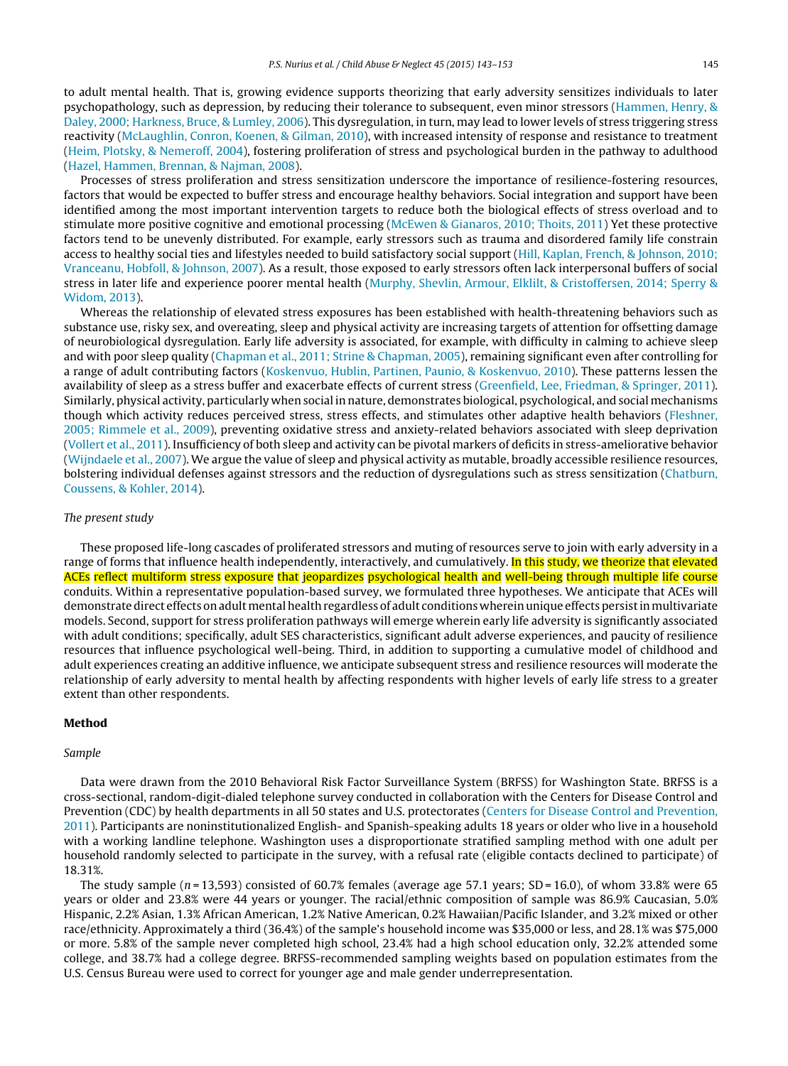to adult mental health. That is, growing evidence supports theorizing that early adversity sensitizes individuals to later psychopathology, such as depression, by reducing their tolerance to subsequent, even minor stressors (Hammen, Henry, & Daley, 2000; Harkness, Bruce, & Lumley, 2006). This dysregulation, in turn, may lead to lower levels of stress triggering stress reactivity (McLaughlin, Conron, Koenen, & Gilman, 2010), with increased intensity of response and resistance to treatment (Heim, Plotsky, & Nemeroff, 2004), fostering proliferation of stress and psychological burden in the pathway to adulthood (Hazel, Hammen, Brennan, & Najman, 2008).

Processes of stress proliferation and stress sensitization underscore the importance of resilience-fostering resources, factors that would be expected to buffer stress and encourage healthy behaviors. Social integration and support have been identified among the most important intervention targets to reduce both the biological effects of stress overload and to stimulate more positive cognitive and emotional processing (McEwen & Gianaros, 2010; Thoits, 2011) Yet these protective factors tend to be unevenly distributed. For example, early stressors such as trauma and disordered family life constrain access to healthy social ties and lifestyles needed to build satisfactory social support (Hill, Kaplan, French, & Johnson, 2010; Vranceanu, Hobfoll, & Johnson, 2007). As a result, those exposed to early stressors often lack interpersonal buffers of social stress in later life and experience poorer mental health (Murphy, Shevlin, Armour, Elklilt, & Cristoffersen, 2014; Sperry & Widom, 2013).

Whereas the relationship of elevated stress exposures has been established with health-threatening behaviors such as substance use, risky sex, and overeating, sleep and physical activity are increasing targets of attention for offsetting damage of neurobiological dysregulation. Early life adversity is associated, for example, with difficulty in calming to achieve sleep and with poor sleep quality (Chapman et al., 2011; Strine & Chapman, 2005), remaining significant even after controlling for a range of adult contributing factors (Koskenvuo, Hublin, Partinen, Paunio, & Koskenvuo, 2010). These patterns lessen the availability of sleep as a stress buffer and exacerbate effects of current stress (Greenfield, Lee, Friedman, & Springer, 2011). Similarly, physical activity, particularly when social in nature, demonstrates biological, psychological, and social mechanisms though which activity reduces perceived stress, stress effects, and stimulates other adaptive health behaviors (Fleshner, 2005; Rimmele et al., 2009), preventing oxidative stress and anxiety-related behaviors associated with sleep deprivation (Vollert et al., 2011). Insufficiency of both sleep and activity can be pivotal markers of deficits in stress-ameliorative behavior (Wijndaele et al., 2007). We argue the value of sleep and physical activity as mutable, broadly accessible resilience resources, bolstering individual defenses against stressors and the reduction of dysregulations such as stress sensitization (Chatburn, Coussens, & Kohler, 2014).

### *The present study*

These proposed life-long cascades of proliferated stressors and muting of resources serve to join with early adversity in a range of forms that influence health independently, interactively, and cumulatively. In this study, we theorize that elevated ACEs reflect multiform stress exposure that jeopardizes psychological health and well-being through multiple life course conduits. Within a representative population-based survey, we formulated three hypotheses. We anticipate that ACEs will demonstrate direct effects on adult mental health regardless of adult conditions wherein unique effects persist in multivariate models. Second, support for stress proliferation pathways will emerge wherein early life adversity is significantly associated with adult conditions; specifically, adult SES characteristics, significant adult adverse experiences, and paucity of resilience resources that influence psychological well-being. Third, in addition to supporting a cumulative model of childhood and adult experiences creating an additive influence, we anticipate subsequent stress and resilience resources will moderate the relationship of early adversity to mental health by affecting respondents with higher levels of early life stress to a greater extent than other respondents.

## Method

### *Sample*

Data were drawn from the 2010 Behavioral Risk Factor Surveillance System (BRFSS) for Washington State. BRFSS is a cross-sectional, random-digit-dialed telephone survey conducted in collaboration with the Centers for Disease Control and Prevention (CDC) by health departments in all 50 states and U.S. protectorates (Centers for Disease Control and Prevention, 2011). Participants are noninstitutionalized English- and Spanish-speaking adults 18 years or older who live in a household with a working landline telephone. Washington uses a disproportionate stratified sampling method with one adult per household randomly selected to participate in the survey, with a refusal rate (eligible contacts declined to participate) of 18.31%.

The study sample ($n = 13{,}593$) consisted of 60.7% females (average age 57.1 years; SD = 16.0), of whom 33.8% were 65 years or older and 23.8% were 44 years or younger. The racial/ethnic composition of sample was 86.9% Caucasian, 5.0% Hispanic, 2.2% Asian, 1.3% African American, 1.2% Native American, 0.2% Hawaiian/Pacific Islander, and 3.2% mixed or other race/ethnicity. Approximately a third (36.4%) of the sample's household income was $35,000 or less, and 28.1% was $75,000 or more. 5.8% of the sample never completed high school, 23.4% had a high school education only, 32.2% attended some college, and 38.7% had a college degree. BRFSS-recommended sampling weights based on population estimates from the U.S. Census Bureau were used to correct for younger age and male gender underrepresentation.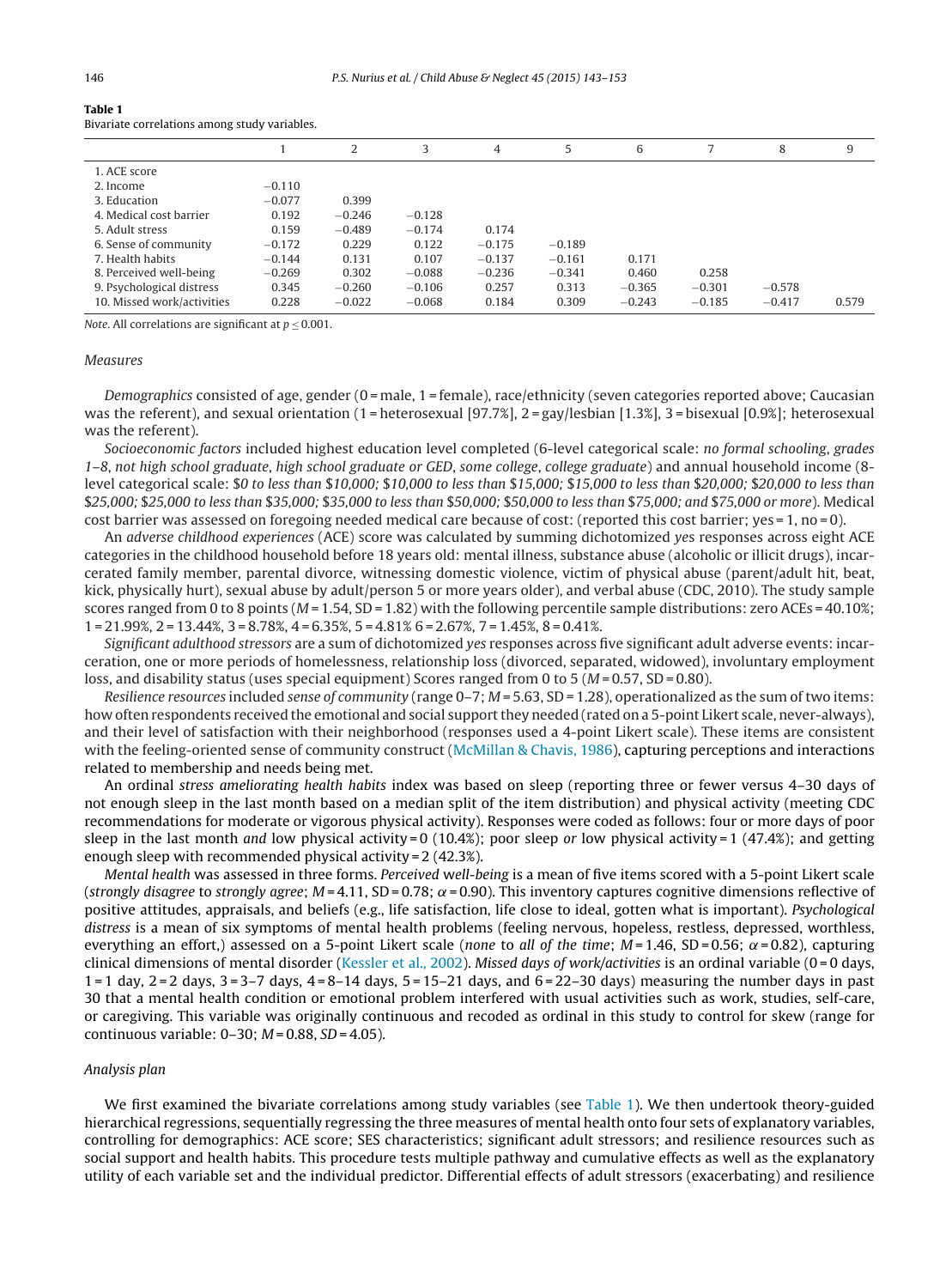**Table 1**
Bivariate correlations among study variables.

| | 1 | 2 | 3 | 4 | 5 | 6 | 7 | 8 | 9 |
|---|---|---|---|---|---|---|---|---|---|
| 1. ACE score | | | | | | | | | |
| 2. Income | −0.110 | | | | | | | | |
| 3. Education | −0.077 | 0.399 | | | | | | | |
| 4. Medical cost barrier | 0.192 | −0.246 | −0.128 | | | | | | |
| 5. Adult stress | 0.159 | −0.489 | −0.174 | 0.174 | | | | | |
| 6. Sense of community | −0.172 | 0.229 | 0.122 | −0.175 | −0.189 | | | | |
| 7. Health habits | −0.144 | 0.131 | 0.107 | −0.137 | −0.161 | 0.171 | | | |
| 8. Perceived well-being | −0.269 | 0.302 | −0.088 | −0.236 | −0.341 | 0.460 | 0.258 | | |
| 9. Psychological distress | 0.345 | −0.260 | −0.106 | 0.257 | 0.313 | −0.365 | −0.301 | −0.578 | |
| 10. Missed work/activities | 0.228 | −0.022 | −0.068 | 0.184 | 0.309 | −0.243 | −0.185 | −0.417 | 0.579 |

*Note*. All correlations are significant at $p \leq 0.001$.

### Measures

*Demographics* consisted of age, gender (0 = male, 1 = female), race/ethnicity (seven categories reported above; Caucasian was the referent), and sexual orientation (1 = heterosexual [97.7%], 2 = gay/lesbian [1.3%], 3 = bisexual [0.9%]; heterosexual was the referent).

*Socioeconomic factors* included highest education level completed (6-level categorical scale: *no formal schooling*, *grades 1–8*, *not high school graduate*, *high school graduate or GED*, *some college*, *college graduate*) and annual household income (8-level categorical scale: *$0 to less than $10,000; $10,000 to less than $15,000; $15,000 to less than $20,000; $20,000 to less than $25,000; $25,000 to less than $35,000; $35,000 to less than $50,000; $50,000 to less than $75,000; and $75,000 or more*). Medical cost barrier was assessed on foregoing needed medical care because of cost: (reported this cost barrier; yes = 1, no = 0).

An *adverse childhood experiences* (ACE) score was calculated by summing dichotomized *yes* responses across eight ACE categories in the childhood household before 18 years old: mental illness, substance abuse (alcoholic or illicit drugs), incarcerated family member, parental divorce, witnessing domestic violence, victim of physical abuse (parent/adult hit, beat, kick, physically hurt), sexual abuse by adult/person 5 or more years older), and verbal abuse (CDC, 2010). The study sample scores ranged from 0 to 8 points ($M$ = 1.54, SD = 1.82) with the following percentile sample distributions: zero ACEs = 40.10%; 1 = 21.99%, 2 = 13.44%, 3 = 8.78%, 4 = 6.35%, 5 = 4.81% 6 = 2.67%, 7 = 1.45%, 8 = 0.41%.

*Significant adulthood stressors* are a sum of dichotomized *yes* responses across five significant adult adverse events: incarceration, one or more periods of homelessness, relationship loss (divorced, separated, widowed), involuntary employment loss, and disability status (uses special equipment) Scores ranged from 0 to 5 ($M$ = 0.57, SD = 0.80).

*Resilience resources* included *sense of community* (range 0–7; $M$ = 5.63, SD = 1.28), operationalized as the sum of two items: how often respondents received the emotional and social support they needed (rated on a 5-point Likert scale, never–always), and their level of satisfaction with their neighborhood (responses used a 4-point Likert scale). These items are consistent with the feeling-oriented sense of community construct (McMillan & Chavis, 1986), capturing perceptions and interactions related to membership and needs being met.

An ordinal *stress ameliorating health habits* index was based on sleep (reporting three or fewer versus 4–30 days of not enough sleep in the last month based on a median split of the item distribution) and physical activity (meeting CDC recommendations for moderate or vigorous physical activity). Responses were coded as follows: four or more days of poor sleep in the last month *and* low physical activity = 0 (10.4%); poor sleep *or* low physical activity = 1 (47.4%); and getting enough sleep with recommended physical activity = 2 (42.3%).

*Mental health* was assessed in three forms. *Perceived* well-*being* is a mean of five items scored with a 5-point Likert scale (*strongly disagree* to *strongly agree*; $M$ = 4.11, SD = 0.78; $\alpha$ = 0.90). This inventory captures cognitive dimensions reflective of positive attitudes, appraisals, and beliefs (e.g., life satisfaction, life close to ideal, gotten what is important). *Psychological distress* is a mean of six symptoms of mental health problems (feeling nervous, hopeless, restless, depressed, worthless, everything an effort,) assessed on a 5-point Likert scale (*none* to *all of the time*; $M$ = 1.46, SD = 0.56; $\alpha$ = 0.82), capturing clinical dimensions of mental disorder (Kessler et al., 2002). *Missed days of work/activities* is an ordinal variable (0 = 0 days, 1 = 1 day, 2 = 2 days, 3 = 3–7 days, 4 = 8–14 days, 5 = 15–21 days, and 6 = 22–30 days) measuring the number days in past 30 that a mental health condition or emotional problem interfered with usual activities such as work, studies, self-care, or caregiving. This variable was originally continuous and recoded as ordinal in this study to control for skew (range for continuous variable: 0–30; $M$ = 0.88, $SD$ = 4.05).

### Analysis plan

We first examined the bivariate correlations among study variables (see Table 1). We then undertook theory-guided hierarchical regressions, sequentially regressing the three measures of mental health onto four sets of explanatory variables, controlling for demographics: ACE score; SES characteristics; significant adult stressors; and resilience resources such as social support and health habits. This procedure tests multiple pathway and cumulative effects as well as the explanatory utility of each variable set and the individual predictor. Differential effects of adult stressors (exacerbating) and resilience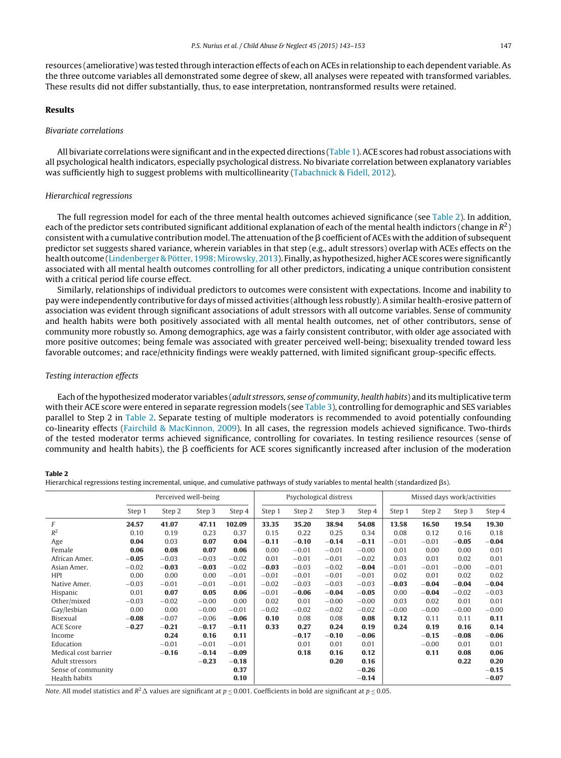resources (ameliorative) was tested through interaction effects of each on ACEs in relationship to each dependent variable. As the three outcome variables all demonstrated some degree of skew, all analyses were repeated with transformed variables. These results did not differ substantially, thus, to ease interpretation, nontransformed results were retained.

## Results

### *Bivariate correlations*

All bivariate correlations were significant and in the expected directions (Table 1). ACE scores had robust associations with all psychological health indicators, especially psychological distress. No bivariate correlation between explanatory variables was sufficiently high to suggest problems with multicollinearity (Tabachnick & Fidell, 2012).

### *Hierarchical regressions*

The full regression model for each of the three mental health outcomes achieved significance (see Table 2). In addition, each of the predictor sets contributed significant additional explanation of each of the mental health indictors (change in $R^2$) consistent with a cumulative contribution model. The attenuation of the β coefficient of ACEs with the addition of subsequent predictor set suggests shared variance, wherein variables in that step (e.g., adult stressors) overlap with ACEs effects on the health outcome (Lindenberger & Pötter, 1998; Mirowsky, 2013). Finally, as hypothesized, higher ACE scores were significantly associated with all mental health outcomes controlling for all other predictors, indicating a unique contribution consistent with a critical period life course effect.

Similarly, relationships of individual predictors to outcomes were consistent with expectations. Income and inability to pay were independently contributive for days of missed activities (although less robustly). A similar health-erosive pattern of association was evident through significant associations of adult stressors with all outcome variables. Sense of community and health habits were both positively associated with all mental health outcomes, net of other contributors, sense of community more robustly so. Among demographics, age was a fairly consistent contributor, with older age associated with more positive outcomes; being female was associated with greater perceived well-being; bisexuality trended toward less favorable outcomes; and race/ethnicity findings were weakly patterned, with limited significant group-specific effects.

### *Testing interaction effects*

Each of the hypothesized moderator variables (*adult stressors, sense of community, health habits*) and its multiplicative term with their ACE score were entered in separate regression models (see Table 3), controlling for demographic and SES variables parallel to Step 2 in Table 2. Separate testing of multiple moderators is recommended to avoid potentially confounding co-linearity effects (Fairchild & MacKinnon, 2009). In all cases, the regression models achieved significance. Two-thirds of the tested moderator terms achieved significance, controlling for covariates. In testing resilience resources (sense of community and health habits), the β coefficients for ACE scores significantly increased after inclusion of the moderation

**Table 2**
Hierarchical regressions testing incremental, unique, and cumulative pathways of study variables to mental health (standardized βs).

| | Perceived well-being | | | | Psychological distress | | | | Missed days work/activities | | | |
|---|---|---|---|---|---|---|---|---|---|---|---|---|
| | Step 1 | Step 2 | Step 3 | Step 4 | Step 1 | Step 2 | Step 3 | Step 4 | Step 1 | Step 2 | Step 3 | Step 4 |
| *F* | **24.57** | **41.07** | **47.11** | **102.09** | **33.35** | **35.20** | **38.94** | **54.08** | **13.58** | **16.50** | **19.54** | **19.30** |
| $R^2$ | 0.10 | 0.19 | 0.23 | 0.37 | 0.15 | 0.22 | 0.25 | 0.34 | 0.08 | 0.12 | 0.16 | 0.18 |
| Age | **0.04** | 0.03 | **0.07** | **0.04** | **−0.11** | **−0.10** | **−0.14** | **−0.11** | −0.01 | −0.01 | **−0.05** | **−0.04** |
| Female | **0.06** | **0.08** | **0.07** | **0.06** | 0.00 | −0.01 | −0.01 | −0.00 | 0.01 | 0.00 | 0.00 | 0.01 |
| African Amer. | **−0.05** | −0.03 | −0.03 | −0.02 | 0.01 | −0.01 | −0.01 | −0.02 | 0.03 | 0.01 | 0.02 | 0.01 |
| Asian Amer. | −0.02 | **−0.03** | **−0.03** | −0.02 | **−0.03** | −0.03 | −0.02 | **−0.04** | −0.01 | −0.01 | −0.00 | −0.01 |
| HPI | 0.00 | 0.00 | 0.00 | −0.01 | −0.01 | −0.01 | −0.01 | −0.01 | 0.02 | 0.01 | 0.02 | 0.02 |
| Native Amer. | −0.03 | −0.01 | −0.01 | −0.01 | −0.02 | −0.03 | −0.03 | −0.03 | **−0.03** | **−0.04** | **−0.04** | **−0.04** |
| Hispanic | 0.01 | **0.07** | **0.05** | **0.06** | −0.01 | **−0.06** | **−0.04** | **−0.05** | 0.00 | **−0.04** | −0.02 | −0.03 |
| Other/mixed | −0.03 | −0.02 | −0.00 | 0.00 | 0.02 | 0.01 | −0.00 | −0.00 | 0.03 | 0.02 | 0.01 | 0.01 |
| Gay/lesbian | 0.00 | 0.00 | −0.00 | −0.01 | −0.02 | −0.02 | −0.02 | −0.02 | −0.00 | −0.00 | −0.00 | −0.00 |
| Bisexual | **−0.08** | −0.07 | −0.06 | **−0.06** | **0.10** | 0.08 | 0.08 | **0.08** | **0.12** | 0.11 | 0.11 | **0.11** |
| ACE Score | **−0.27** | **−0.21** | **−0.17** | **−0.11** | **0.33** | **0.27** | **0.24** | **0.19** | **0.24** | **0.19** | **0.16** | **0.14** |
| Income | | **0.24** | **0.16** | **0.11** | | **−0.17** | **−0.10** | **−0.06** | | **−0.15** | **−0.08** | **−0.06** |
| Education | | −0.01 | −0.01 | −0.01 | | 0.01 | 0.01 | 0.01 | | −0.00 | 0.01 | 0.01 |
| Medical cost barrier | | **−0.16** | **−0.14** | **−0.09** | | **0.18** | **0.16** | **0.12** | | **0.11** | **0.08** | **0.06** |
| Adult stressors | | | **−0.23** | **−0.18** | | | **0.20** | **0.16** | | | **0.22** | **0.20** |
| Sense of community | | | | **0.37** | | | | **−0.26** | | | | **−0.15** |
| Health habits | | | | **0.10** | | | | **−0.14** | | | | **−0.07** |

*Note.* All model statistics and $R^2\Delta$ values are significant at $p \leq 0.001$. Coefficients in bold are significant at $p \leq 0.05$.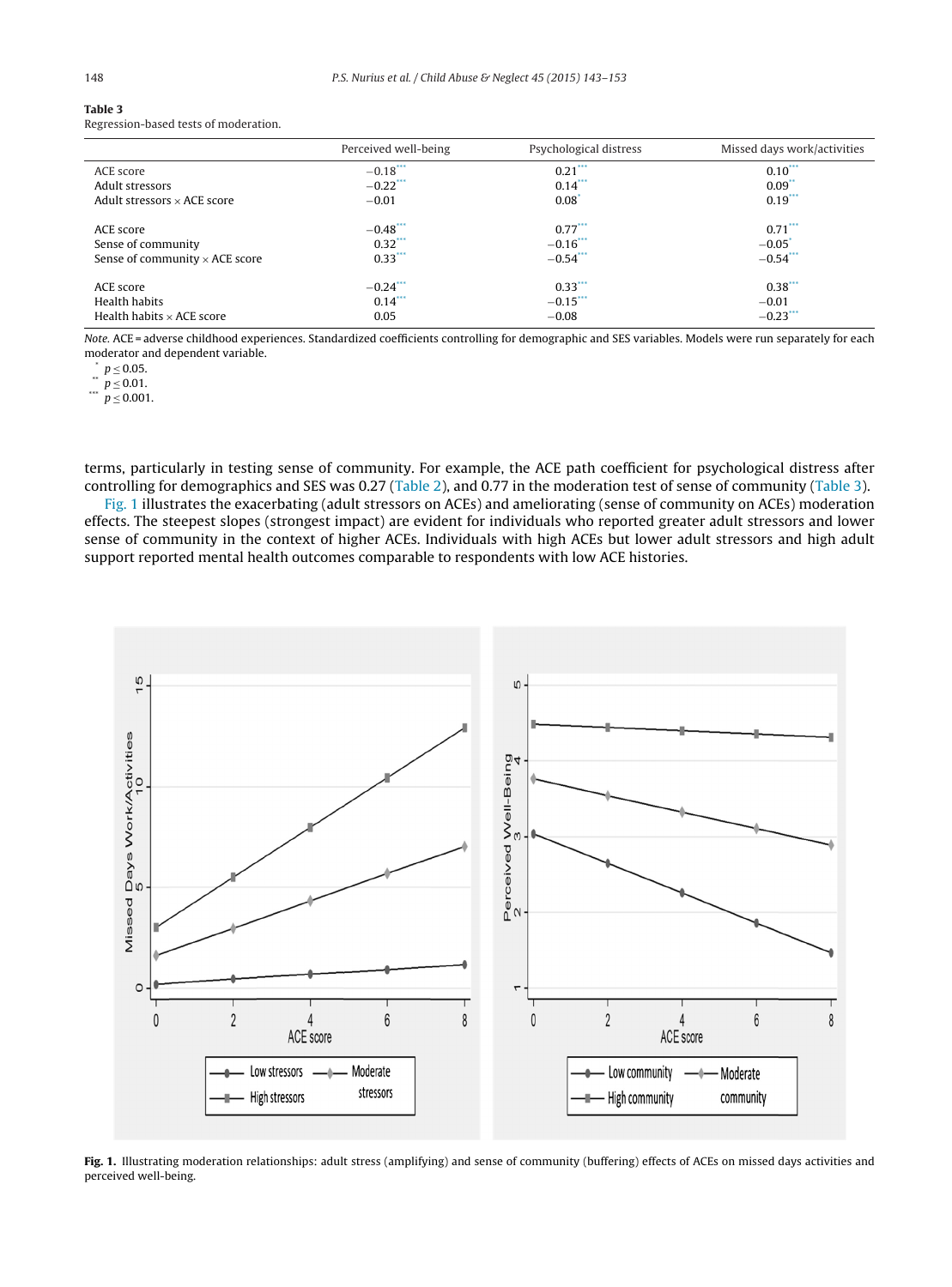**Table 3**
Regression-based tests of moderation.

| | Perceived well-being | Psychological distress | Missed days work/activities |
|---|---|---|---|
| ACE score | −0.18*** | 0.21*** | 0.10*** |
| Adult stressors | −0.22*** | 0.14*** | 0.09** |
| Adult stressors × ACE score | −0.01 | 0.08* | 0.19*** |
| ACE score | −0.48*** | 0.77*** | 0.71*** |
| Sense of community | 0.32*** | −0.16*** | −0.05* |
| Sense of community × ACE score | 0.33*** | −0.54*** | −0.54*** |
| ACE score | −0.24*** | 0.33*** | 0.38*** |
| Health habits | 0.14*** | −0.15*** | −0.01 |
| Health habits × ACE score | 0.05 | −0.08 | −0.23*** |

*Note.* ACE = adverse childhood experiences. Standardized coefficients controlling for demographic and SES variables. Models were run separately for each moderator and dependent variable.
* $p \leq 0.05$.
** $p \leq 0.01$.
*** $p \leq 0.001$.

terms, particularly in testing sense of community. For example, the ACE path coefficient for psychological distress after controlling for demographics and SES was 0.27 (Table 2), and 0.77 in the moderation test of sense of community (Table 3).

Fig. 1 illustrates the exacerbating (adult stressors on ACEs) and ameliorating (sense of community on ACEs) moderation effects. The steepest slopes (strongest impact) are evident for individuals who reported greater adult stressors and lower sense of community in the context of higher ACEs. Individuals with high ACEs but lower adult stressors and high adult support reported mental health outcomes comparable to respondents with low ACE histories.

**Fig. 1.** Illustrating moderation relationships: adult stress (amplifying) and sense of community (buffering) effects of ACEs on missed days activities and perceived well-being.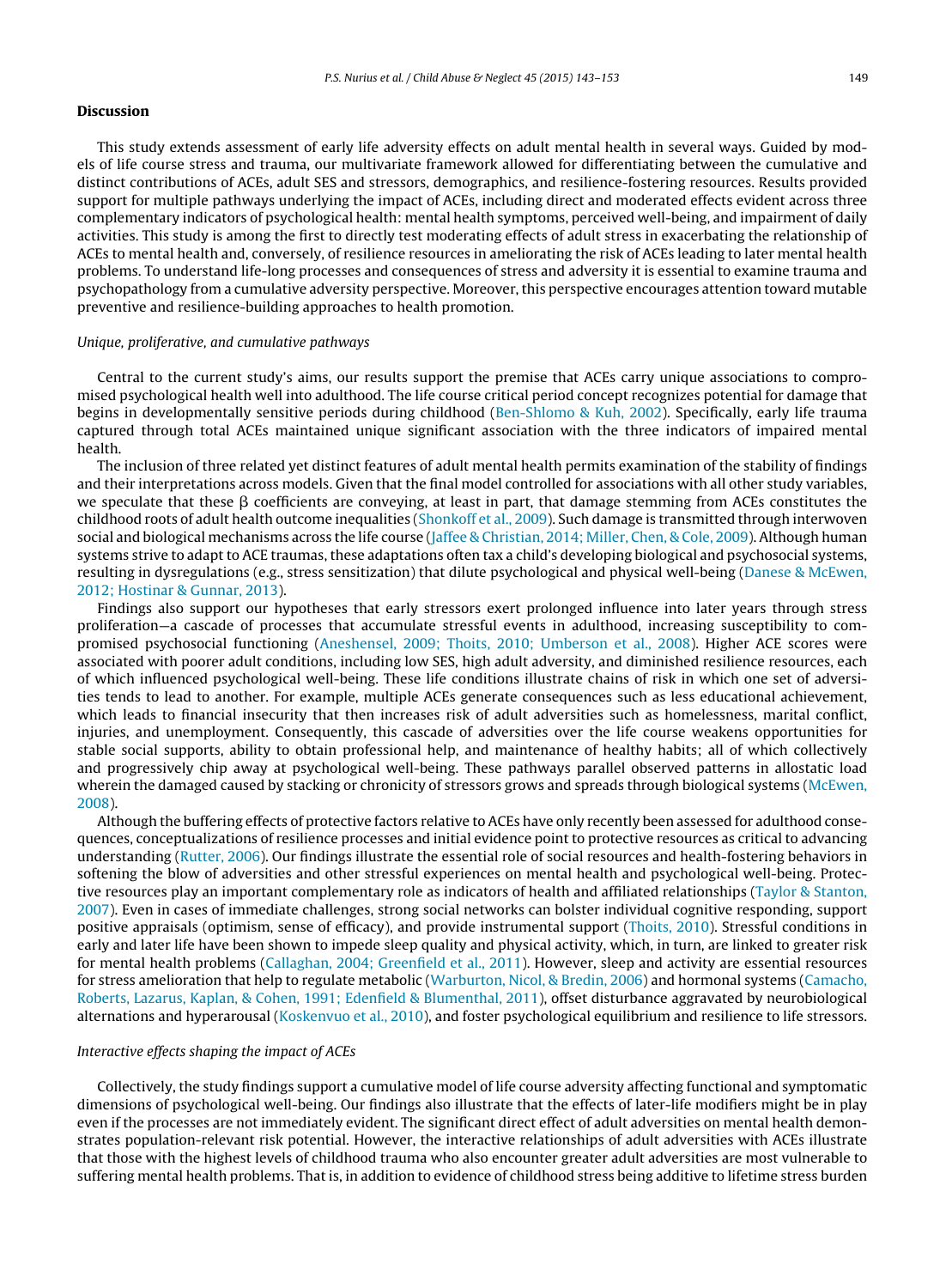## Discussion

This study extends assessment of early life adversity effects on adult mental health in several ways. Guided by models of life course stress and trauma, our multivariate framework allowed for differentiating between the cumulative and distinct contributions of ACEs, adult SES and stressors, demographics, and resilience-fostering resources. Results provided support for multiple pathways underlying the impact of ACEs, including direct and moderated effects evident across three complementary indicators of psychological health: mental health symptoms, perceived well-being, and impairment of daily activities. This study is among the first to directly test moderating effects of adult stress in exacerbating the relationship of ACEs to mental health and, conversely, of resilience resources in ameliorating the risk of ACEs leading to later mental health problems. To understand life-long processes and consequences of stress and adversity it is essential to examine trauma and psychopathology from a cumulative adversity perspective. Moreover, this perspective encourages attention toward mutable preventive and resilience-building approaches to health promotion.

### *Unique, proliferative, and cumulative pathways*

Central to the current study's aims, our results support the premise that ACEs carry unique associations to compromised psychological health well into adulthood. The life course critical period concept recognizes potential for damage that begins in developmentally sensitive periods during childhood (Ben-Shlomo & Kuh, 2002). Specifically, early life trauma captured through total ACEs maintained unique significant association with the three indicators of impaired mental health.

The inclusion of three related yet distinct features of adult mental health permits examination of the stability of findings and their interpretations across models. Given that the final model controlled for associations with all other study variables, we speculate that these β coefficients are conveying, at least in part, that damage stemming from ACEs constitutes the childhood roots of adult health outcome inequalities (Shonkoff et al., 2009). Such damage is transmitted through interwoven social and biological mechanisms across the life course (Jaffee & Christian, 2014; Miller, Chen, & Cole, 2009). Although human systems strive to adapt to ACE traumas, these adaptations often tax a child's developing biological and psychosocial systems, resulting in dysregulations (e.g., stress sensitization) that dilute psychological and physical well-being (Danese & McEwen, 2012; Hostinar & Gunnar, 2013).

Findings also support our hypotheses that early stressors exert prolonged influence into later years through stress proliferation—a cascade of processes that accumulate stressful events in adulthood, increasing susceptibility to compromised psychosocial functioning (Aneshensel, 2009; Thoits, 2010; Umberson et al., 2008). Higher ACE scores were associated with poorer adult conditions, including low SES, high adult adversity, and diminished resilience resources, each of which influenced psychological well-being. These life conditions illustrate chains of risk in which one set of adversities tends to lead to another. For example, multiple ACEs generate consequences such as less educational achievement, which leads to financial insecurity that then increases risk of adult adversities such as homelessness, marital conflict, injuries, and unemployment. Consequently, this cascade of adversities over the life course weakens opportunities for stable social supports, ability to obtain professional help, and maintenance of healthy habits; all of which collectively and progressively chip away at psychological well-being. These pathways parallel observed patterns in allostatic load wherein the damaged caused by stacking or chronicity of stressors grows and spreads through biological systems (McEwen, 2008).

Although the buffering effects of protective factors relative to ACEs have only recently been assessed for adulthood consequences, conceptualizations of resilience processes and initial evidence point to protective resources as critical to advancing understanding (Rutter, 2006). Our findings illustrate the essential role of social resources and health-fostering behaviors in softening the blow of adversities and other stressful experiences on mental health and psychological well-being. Protective resources play an important complementary role as indicators of health and affiliated relationships (Taylor & Stanton, 2007). Even in cases of immediate challenges, strong social networks can bolster individual cognitive responding, support positive appraisals (optimism, sense of efficacy), and provide instrumental support (Thoits, 2010). Stressful conditions in early and later life have been shown to impede sleep quality and physical activity, which, in turn, are linked to greater risk for mental health problems (Callaghan, 2004; Greenfield et al., 2011). However, sleep and activity are essential resources for stress amelioration that help to regulate metabolic (Warburton, Nicol, & Bredin, 2006) and hormonal systems (Camacho, Roberts, Lazarus, Kaplan, & Cohen, 1991; Edenfield & Blumenthal, 2011), offset disturbance aggravated by neurobiological alternations and hyperarousal (Koskenvuo et al., 2010), and foster psychological equilibrium and resilience to life stressors.

### *Interactive effects shaping the impact of ACEs*

Collectively, the study findings support a cumulative model of life course adversity affecting functional and symptomatic dimensions of psychological well-being. Our findings also illustrate that the effects of later-life modifiers might be in play even if the processes are not immediately evident. The significant direct effect of adult adversities on mental health demonstrates population-relevant risk potential. However, the interactive relationships of adult adversities with ACEs illustrate that those with the highest levels of childhood trauma who also encounter greater adult adversities are most vulnerable to suffering mental health problems. That is, in addition to evidence of childhood stress being additive to lifetime stress burden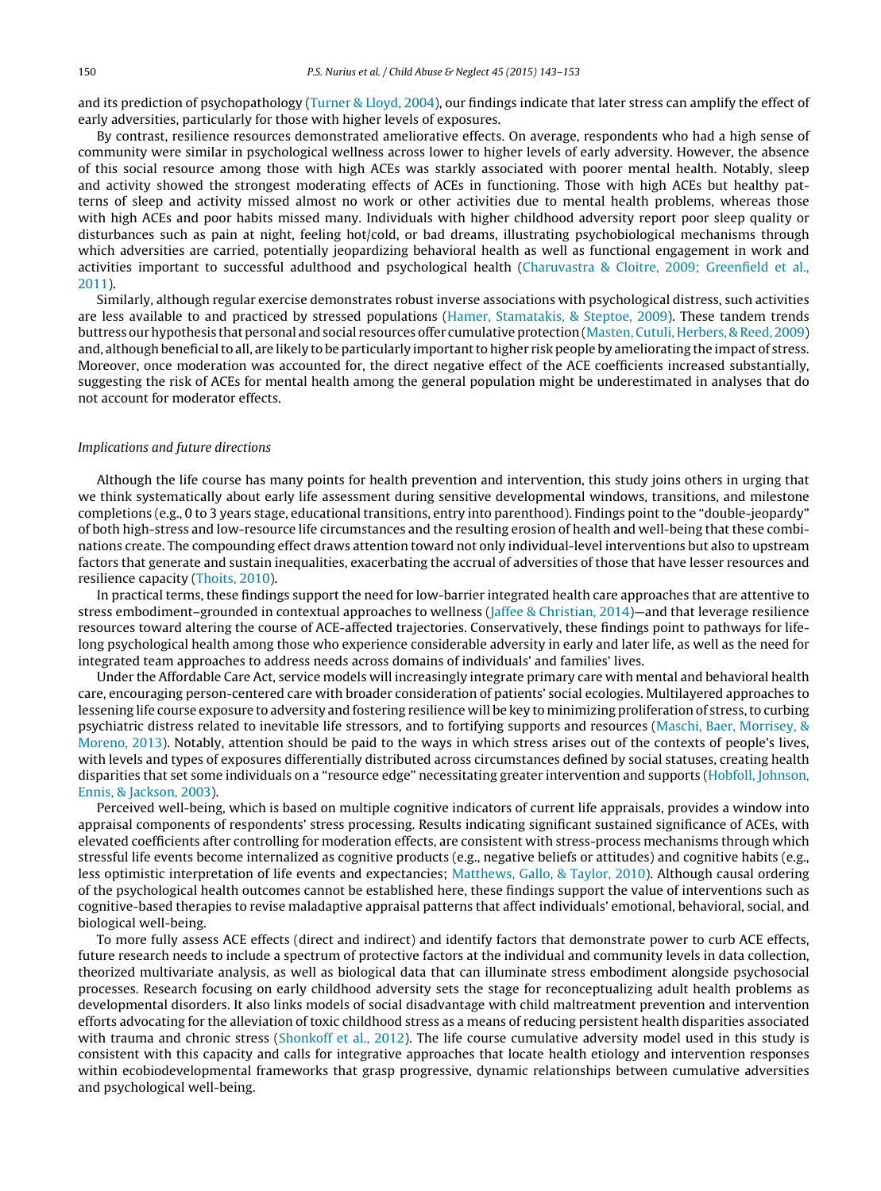and its prediction of psychopathology (Turner & Lloyd, 2004), our findings indicate that later stress can amplify the effect of early adversities, particularly for those with higher levels of exposures.

By contrast, resilience resources demonstrated ameliorative effects. On average, respondents who had a high sense of community were similar in psychological wellness across lower to higher levels of early adversity. However, the absence of this social resource among those with high ACEs was starkly associated with poorer mental health. Notably, sleep and activity showed the strongest moderating effects of ACEs in functioning. Those with high ACEs but healthy patterns of sleep and activity missed almost no work or other activities due to mental health problems, whereas those with high ACEs and poor habits missed many. Individuals with higher childhood adversity report poor sleep quality or disturbances such as pain at night, feeling hot/cold, or bad dreams, illustrating psychobiological mechanisms through which adversities are carried, potentially jeopardizing behavioral health as well as functional engagement in work and activities important to successful adulthood and psychological health (Charuvastra & Cloitre, 2009; Greenfield et al., 2011).

Similarly, although regular exercise demonstrates robust inverse associations with psychological distress, such activities are less available to and practiced by stressed populations (Hamer, Stamatakis, & Steptoe, 2009). These tandem trends buttress our hypothesis that personal and social resources offer cumulative protection (Masten, Cutuli, Herbers, & Reed, 2009) and, although beneficial to all, are likely to be particularly important to higher risk people by ameliorating the impact of stress. Moreover, once moderation was accounted for, the direct negative effect of the ACE coefficients increased substantially, suggesting the risk of ACEs for mental health among the general population might be underestimated in analyses that do not account for moderator effects.

### *Implications and future directions*

Although the life course has many points for health prevention and intervention, this study joins others in urging that we think systematically about early life assessment during sensitive developmental windows, transitions, and milestone completions (e.g., 0 to 3 years stage, educational transitions, entry into parenthood). Findings point to the "double-jeopardy" of both high-stress and low-resource life circumstances and the resulting erosion of health and well-being that these combinations create. The compounding effect draws attention toward not only individual-level interventions but also to upstream factors that generate and sustain inequalities, exacerbating the accrual of adversities of those that have lesser resources and resilience capacity (Thoits, 2010).

In practical terms, these findings support the need for low-barrier integrated health care approaches that are attentive to stress embodiment–grounded in contextual approaches to wellness (Jaffee & Christian, 2014)—and that leverage resilience resources toward altering the course of ACE-affected trajectories. Conservatively, these findings point to pathways for lifelong psychological health among those who experience considerable adversity in early and later life, as well as the need for integrated team approaches to address needs across domains of individuals' and families' lives.

Under the Affordable Care Act, service models will increasingly integrate primary care with mental and behavioral health care, encouraging person-centered care with broader consideration of patients' social ecologies. Multilayered approaches to lessening life course exposure to adversity and fostering resilience will be key to minimizing proliferation of stress, to curbing psychiatric distress related to inevitable life stressors, and to fortifying supports and resources (Maschi, Baer, Morrisey, & Moreno, 2013). Notably, attention should be paid to the ways in which stress arises out of the contexts of people's lives, with levels and types of exposures differentially distributed across circumstances defined by social statuses, creating health disparities that set some individuals on a "resource edge" necessitating greater intervention and supports (Hobfoll, Johnson, Ennis, & Jackson, 2003).

Perceived well-being, which is based on multiple cognitive indicators of current life appraisals, provides a window into appraisal components of respondents' stress processing. Results indicating significant sustained significance of ACEs, with elevated coefficients after controlling for moderation effects, are consistent with stress-process mechanisms through which stressful life events become internalized as cognitive products (e.g., negative beliefs or attitudes) and cognitive habits (e.g., less optimistic interpretation of life events and expectancies; Matthews, Gallo, & Taylor, 2010). Although causal ordering of the psychological health outcomes cannot be established here, these findings support the value of interventions such as cognitive-based therapies to revise maladaptive appraisal patterns that affect individuals' emotional, behavioral, social, and biological well-being.

To more fully assess ACE effects (direct and indirect) and identify factors that demonstrate power to curb ACE effects, future research needs to include a spectrum of protective factors at the individual and community levels in data collection, theorized multivariate analysis, as well as biological data that can illuminate stress embodiment alongside psychosocial processes. Research focusing on early childhood adversity sets the stage for reconceptualizing adult health problems as developmental disorders. It also links models of social disadvantage with child maltreatment prevention and intervention efforts advocating for the alleviation of toxic childhood stress as a means of reducing persistent health disparities associated with trauma and chronic stress (Shonkoff et al., 2012). The life course cumulative adversity model used in this study is consistent with this capacity and calls for integrative approaches that locate health etiology and intervention responses within ecobiodevelopmental frameworks that grasp progressive, dynamic relationships between cumulative adversities and psychological well-being.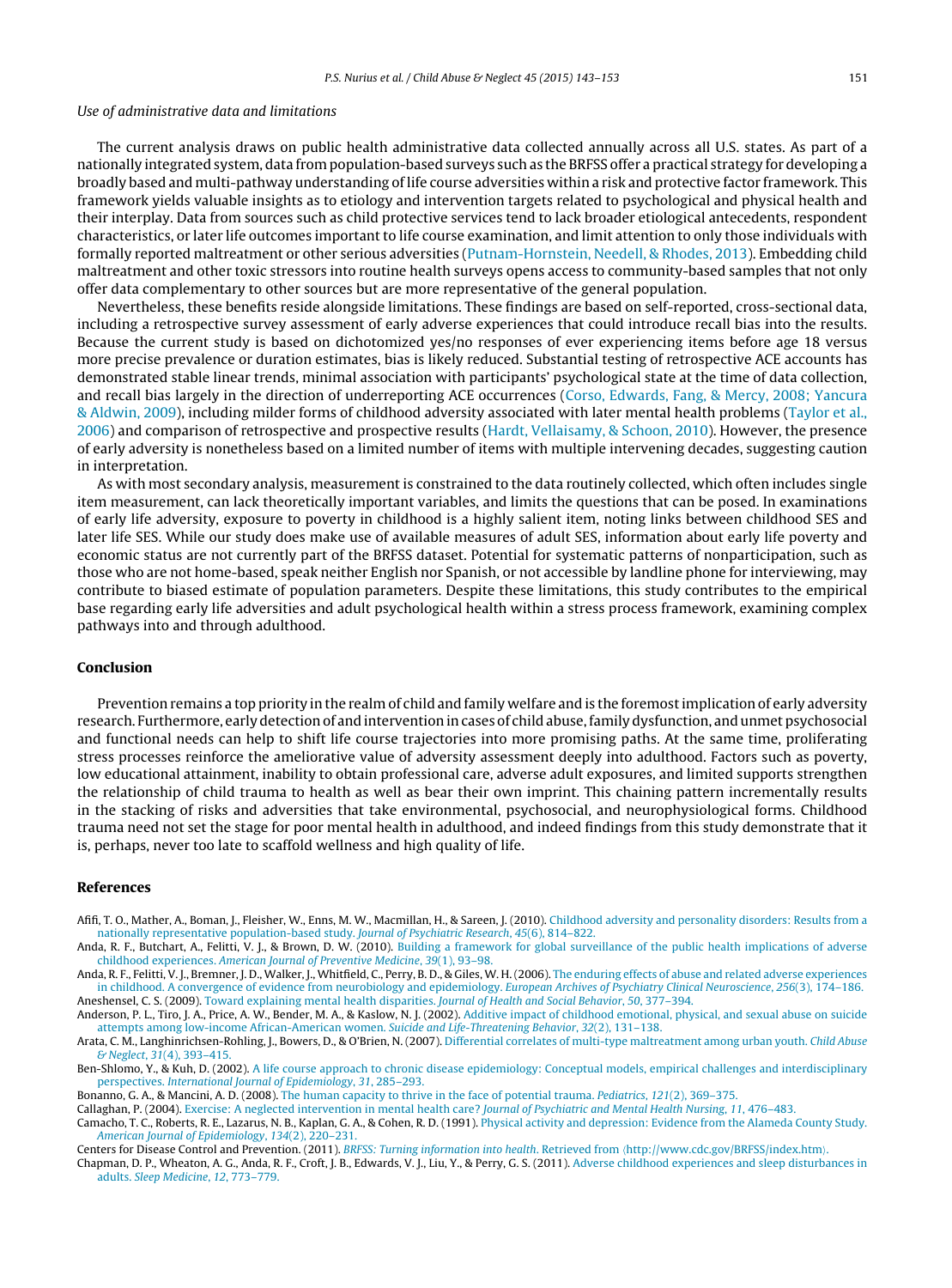*Use of administrative data and limitations*

The current analysis draws on public health administrative data collected annually across all U.S. states. As part of a nationally integrated system, data from population-based surveys such as the BRFSS offer a practical strategy for developing a broadly based and multi-pathway understanding of life course adversities within a risk and protective factor framework. This framework yields valuable insights as to etiology and intervention targets related to psychological and physical health and their interplay. Data from sources such as child protective services tend to lack broader etiological antecedents, respondent characteristics, or later life outcomes important to life course examination, and limit attention to only those individuals with formally reported maltreatment or other serious adversities (Putnam-Hornstein, Needell, & Rhodes, 2013). Embedding child maltreatment and other toxic stressors into routine health surveys opens access to community-based samples that not only offer data complementary to other sources but are more representative of the general population.

Nevertheless, these benefits reside alongside limitations. These findings are based on self-reported, cross-sectional data, including a retrospective survey assessment of early adverse experiences that could introduce recall bias into the results. Because the current study is based on dichotomized yes/no responses of ever experiencing items before age 18 versus more precise prevalence or duration estimates, bias is likely reduced. Substantial testing of retrospective ACE accounts has demonstrated stable linear trends, minimal association with participants' psychological state at the time of data collection, and recall bias largely in the direction of underreporting ACE occurrences (Corso, Edwards, Fang, & Mercy, 2008; Yancura & Aldwin, 2009), including milder forms of childhood adversity associated with later mental health problems (Taylor et al., 2006) and comparison of retrospective and prospective results (Hardt, Vellaisamy, & Schoon, 2010). However, the presence of early adversity is nonetheless based on a limited number of items with multiple intervening decades, suggesting caution in interpretation.

As with most secondary analysis, measurement is constrained to the data routinely collected, which often includes single item measurement, can lack theoretically important variables, and limits the questions that can be posed. In examinations of early life adversity, exposure to poverty in childhood is a highly salient item, noting links between childhood SES and later life SES. While our study does make use of available measures of adult SES, information about early life poverty and economic status are not currently part of the BRFSS dataset. Potential for systematic patterns of nonparticipation, such as those who are not home-based, speak neither English nor Spanish, or not accessible by landline phone for interviewing, may contribute to biased estimate of population parameters. Despite these limitations, this study contributes to the empirical base regarding early life adversities and adult psychological health within a stress process framework, examining complex pathways into and through adulthood.

## Conclusion

Prevention remains a top priority in the realm of child and family welfare and is the foremost implication of early adversity research. Furthermore, early detection of and intervention in cases of child abuse, family dysfunction, and unmet psychosocial and functional needs can help to shift life course trajectories into more promising paths. At the same time, proliferating stress processes reinforce the ameliorative value of adversity assessment deeply into adulthood. Factors such as poverty, low educational attainment, inability to obtain professional care, adverse adult exposures, and limited supports strengthen the relationship of child trauma to health as well as bear their own imprint. This chaining pattern incrementally results in the stacking of risks and adversities that take environmental, psychosocial, and neurophysiological forms. Childhood trauma need not set the stage for poor mental health in adulthood, and indeed findings from this study demonstrate that it is, perhaps, never too late to scaffold wellness and high quality of life.

## References

Afifi, T. O., Mather, A., Boman, J., Fleisher, W., Enns, M. W., Macmillan, H., & Sareen, J. (2010). Childhood adversity and personality disorders: Results from a nationally representative population-based study. *Journal of Psychiatric Research*, *45*(6), 814–822.

Anda, R. F., Butchart, A., Felitti, V. J., & Brown, D. W. (2010). Building a framework for global surveillance of the public health implications of adverse childhood experiences. *American Journal of Preventive Medicine*, *39*(1), 93–98.

Anda, R. F., Felitti, V. J., Bremner, J. D., Walker, J., Whitfield, C., Perry, B. D., & Giles, W. H. (2006). The enduring effects of abuse and related adverse experiences in childhood. A convergence of evidence from neurobiology and epidemiology. *European Archives of Psychiatry Clinical Neuroscience*, *256*(3), 174–186.

Aneshensel, C. S. (2009). Toward explaining mental health disparities. *Journal of Health and Social Behavior*, *50*, 377–394.

Anderson, P. L., Tiro, J. A., Price, A. W., Bender, M. A., & Kaslow, N. J. (2002). Additive impact of childhood emotional, physical, and sexual abuse on suicide attempts among low-income African-American women. *Suicide and Life-Threatening Behavior*, *32*(2), 131–138.

Arata, C. M., Langhinrichsen-Rohling, J., Bowers, D., & O'Brien, N. (2007). Differential correlates of multi-type maltreatment among urban youth. *Child Abuse & Neglect*, *31*(4), 393–415.

Ben-Shlomo, Y., & Kuh, D. (2002). A life course approach to chronic disease epidemiology: Conceptual models, empirical challenges and interdisciplinary perspectives. *International Journal of Epidemiology*, *31*, 285–293.

Bonanno, G. A., & Mancini, A. D. (2008). The human capacity to thrive in the face of potential trauma. *Pediatrics*, *121*(2), 369–375.

Callaghan, P. (2004). Exercise: A neglected intervention in mental health care? *Journal of Psychiatric and Mental Health Nursing*, *11*, 476–483.

Camacho, T. C., Roberts, R. E., Lazarus, N. B., Kaplan, G. A., & Cohen, R. D. (1991). Physical activity and depression: Evidence from the Alameda County Study. *American Journal of Epidemiology*, *134*(2), 220–231.

Centers for Disease Control and Prevention. (2011). *BRFSS: Turning information into health*. Retrieved from ⟨http://www.cdc.gov/BRFSS/index.htm⟩.

Chapman, D. P., Wheaton, A. G., Anda, R. F., Croft, J. B., Edwards, V. J., Liu, Y., & Perry, G. S. (2011). Adverse childhood experiences and sleep disturbances in adults. *Sleep Medicine*, *12*, 773–779.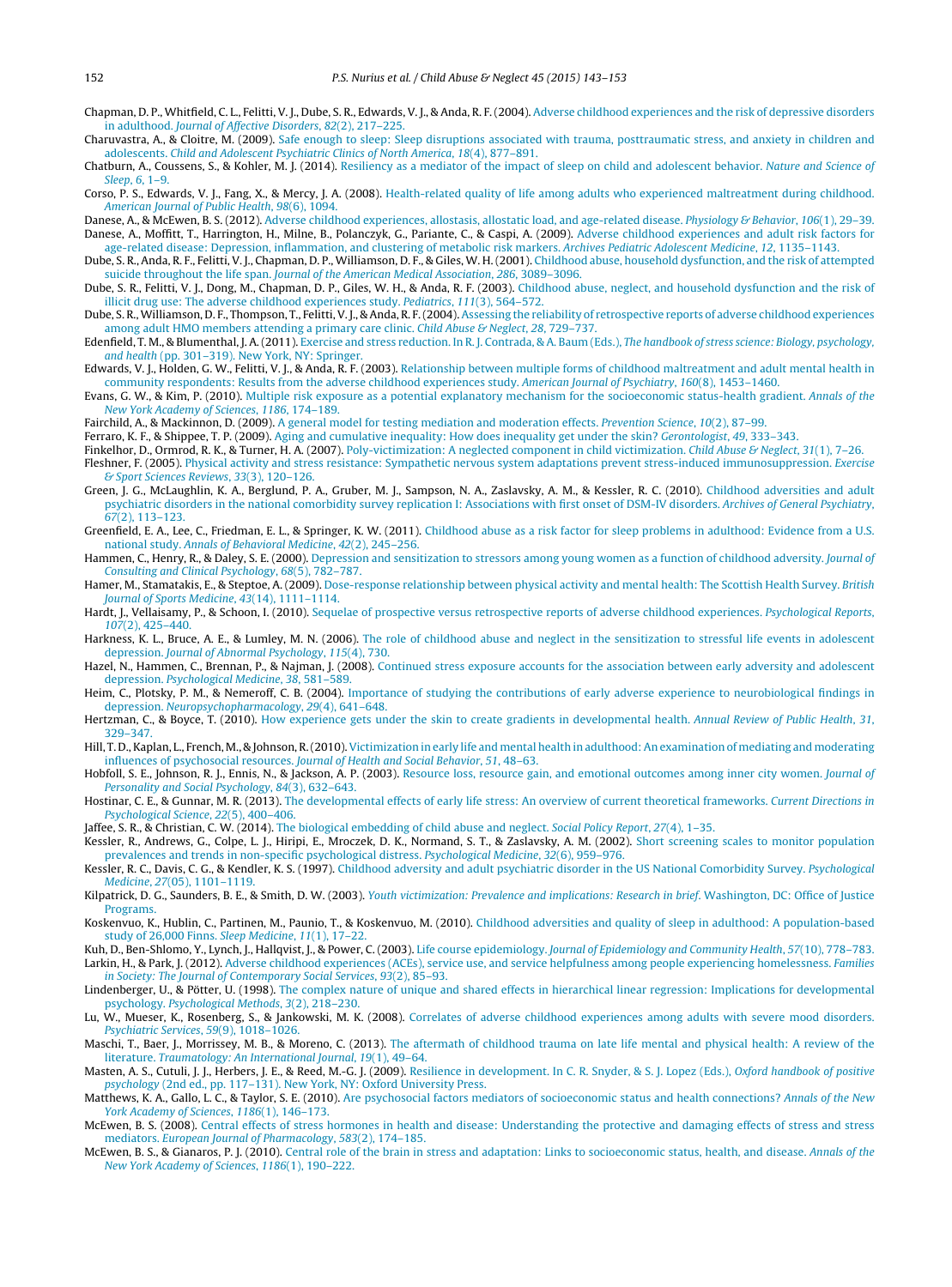Chapman, D. P., Whitfield, C. L., Felitti, V. J., Dube, S. R., Edwards, V. J., & Anda, R. F. (2004). Adverse childhood experiences and the risk of depressive disorders in adulthood. *Journal of Affective Disorders*, *82*(2), 217–225.

Charuvastra, A., & Cloitre, M. (2009). Safe enough to sleep: Sleep disruptions associated with trauma, posttraumatic stress, and anxiety in children and adolescents. *Child and Adolescent Psychiatric Clinics of North America*, *18*(4), 877–891.

Chatburn, A., Coussens, S., & Kohler, M. J. (2014). Resiliency as a mediator of the impact of sleep on child and adolescent behavior. *Nature and Science of Sleep*, *6*, 1–9.

Corso, P. S., Edwards, V. J., Fang, X., & Mercy, J. A. (2008). Health-related quality of life among adults who experienced maltreatment during childhood. *American Journal of Public Health*, *98*(6), 1094.

Danese, A., & McEwen, B. S. (2012). Adverse childhood experiences, allostasis, allostatic load, and age-related disease. *Physiology & Behavior*, *106*(1), 29–39.

Danese, A., Moffitt, T., Harrington, H., Milne, B., Polanczyk, G., Pariante, C., & Caspi, A. (2009). Adverse childhood experiences and adult risk factors for age-related disease: Depression, inflammation, and clustering of metabolic risk markers. *Archives Pediatric Adolescent Medicine*, *12*, 1135–1143.

Dube, S. R., Anda, R. F., Felitti, V. J., Chapman, D. P., Williamson, D. F., & Giles, W. H. (2001). Childhood abuse, household dysfunction, and the risk of attempted suicide throughout the life span. *Journal of the American Medical Association*, *286*, 3089–3096.

Dube, S. R., Felitti, V. J., Dong, M., Chapman, D. P., Giles, W. H., & Anda, R. F. (2003). Childhood abuse, neglect, and household dysfunction and the risk of illicit drug use: The adverse childhood experiences study. *Pediatrics*, *111*(3), 564–572.

Dube, S. R., Williamson, D. F., Thompson, T., Felitti, V. J., & Anda, R. F. (2004). Assessing the reliability of retrospective reports of adverse childhood experiences among adult HMO members attending a primary care clinic. *Child Abuse & Neglect*, *28*, 729–737.

Edenfield, T. M., & Blumenthal, J. A. (2011). Exercise and stress reduction. In R. J. Contrada, & A. Baum (Eds.), *The handbook of stress science: Biology, psychology, and health* (pp. 301–319). New York, NY: Springer.

Edwards, V. J., Holden, G. W., Felitti, V. J., & Anda, R. F. (2003). Relationship between multiple forms of childhood maltreatment and adult mental health in community respondents: Results from the adverse childhood experiences study. *American Journal of Psychiatry*, *160*(8), 1453–1460.

Evans, G. W., & Kim, P. (2010). Multiple risk exposure as a potential explanatory mechanism for the socioeconomic status-health gradient. *Annals of the New York Academy of Sciences*, *1186*, 174–189.

Fairchild, A., & Mackinnon, D. (2009). A general model for testing mediation and moderation effects. *Prevention Science*, *10*(2), 87–99.

Ferraro, K. F., & Shippee, T. P. (2009). Aging and cumulative inequality: How does inequality get under the skin? *Gerontologist*, *49*, 333–343.

Finkelhor, D., Ormrod, R. K., & Turner, H. A. (2007). Poly-victimization: A neglected component in child victimization. *Child Abuse & Neglect*, *31*(1), 7–26.

Fleshner, F. (2005). Physical activity and stress resistance: Sympathetic nervous system adaptations prevent stress-induced immunosuppression. *Exercise & Sport Sciences Reviews*, *33*(3), 120–126.

Green, J. G., McLaughlin, K. A., Berglund, P. A., Gruber, M. J., Sampson, N. A., Zaslavsky, A. M., & Kessler, R. C. (2010). Childhood adversities and adult psychiatric disorders in the national comorbidity survey replication I: Associations with first onset of DSM-IV disorders. *Archives of General Psychiatry*, *67*(2), 113–123.

Greenfield, E. A., Lee, C., Friedman, E. L., & Springer, K. W. (2011). Childhood abuse as a risk factor for sleep problems in adulthood: Evidence from a U.S. national study. *Annals of Behavioral Medicine*, *42*(2), 245–256.

Hammen, C., Henry, R., & Daley, S. E. (2000). Depression and sensitization to stressors among young women as a function of childhood adversity. *Journal of Consulting and Clinical Psychology*, *68*(5), 782–787.

Hamer, M., Stamatakis, E., & Steptoe, A. (2009). Dose-response relationship between physical activity and mental health: The Scottish Health Survey. *British Journal of Sports Medicine*, *43*(14), 1111–1114.

Hardt, J., Vellaisamy, P., & Schoon, I. (2010). Sequelae of prospective versus retrospective reports of adverse childhood experiences. *Psychological Reports*, *107*(2), 425–440.

Harkness, K. L., Bruce, A. E., & Lumley, M. N. (2006). The role of childhood abuse and neglect in the sensitization to stressful life events in adolescent depression. *Journal of Abnormal Psychology*, *115*(4), 730.

Hazel, N., Hammen, C., Brennan, P., & Najman, J. (2008). Continued stress exposure accounts for the association between early adversity and adolescent depression. *Psychological Medicine*, *38*, 581–589.

Heim, C., Plotsky, P. M., & Nemeroff, C. B. (2004). Importance of studying the contributions of early adverse experience to neurobiological findings in depression. *Neuropsychopharmacology*, *29*(4), 641–648.

Hertzman, C., & Boyce, T. (2010). How experience gets under the skin to create gradients in developmental health. *Annual Review of Public Health*, *31*, 329–347.

Hill, T. D., Kaplan, L., French, M., & Johnson, R. (2010). Victimization in early life and mental health in adulthood: An examination of mediating and moderating influences of psychosocial resources. *Journal of Health and Social Behavior*, *51*, 48–63.

Hobfoll, S. E., Johnson, R. J., Ennis, N., & Jackson, A. P. (2003). Resource loss, resource gain, and emotional outcomes among inner city women. *Journal of Personality and Social Psychology*, *84*(3), 632–643.

Hostinar, C. E., & Gunnar, M. R. (2013). The developmental effects of early life stress: An overview of current theoretical frameworks. *Current Directions in Psychological Science*, *22*(5), 400–406.

Jaffee, S. R., & Christian, C. W. (2014). The biological embedding of child abuse and neglect. *Social Policy Report*, *27*(4), 1–35.

Kessler, R., Andrews, G., Colpe, L. J., Hiripi, E., Mroczek, D. K., Normand, S. T., & Zaslavsky, A. M. (2002). Short screening scales to monitor population prevalences and trends in non-specific psychological distress. *Psychological Medicine*, *32*(6), 959–976.

Kessler, R. C., Davis, C. G., & Kendler, K. S. (1997). Childhood adversity and adult psychiatric disorder in the US National Comorbidity Survey. *Psychological Medicine*, *27*(05), 1101–1119.

Kilpatrick, D. G., Saunders, B. E., & Smith, D. W. (2003). *Youth victimization: Prevalence and implications: Research in brief*. Washington, DC: Office of Justice Programs.

Koskenvuo, K., Hublin, C., Partinen, M., Paunio, T., & Koskenvuo, M. (2010). Childhood adversities and quality of sleep in adulthood: A population-based study of 26,000 Finns. *Sleep Medicine*, *11*(1), 17–22.

Kuh, D., Ben-Shlomo, Y., Lynch, J., Hallqvist, J., & Power, C. (2003). Life course epidemiology. *Journal of Epidemiology and Community Health*, *57*(10), 778–783.

Larkin, H., & Park, J. (2012). Adverse childhood experiences (ACEs), service use, and service helpfulness among people experiencing homelessness. *Families in Society: The Journal of Contemporary Social Services*, *93*(2), 85–93.

Lindenberger, U., & Pötter, U. (1998). The complex nature of unique and shared effects in hierarchical linear regression: Implications for developmental psychology. *Psychological Methods*, *3*(2), 218–230.

Lu, W., Mueser, K., Rosenberg, S., & Jankowski, M. K. (2008). Correlates of adverse childhood experiences among adults with severe mood disorders. *Psychiatric Services*, *59*(9), 1018–1026.

Maschi, T., Baer, J., Morrissey, M. B., & Moreno, C. (2013). The aftermath of childhood trauma on late life mental and physical health: A review of the literature. *Traumatology: An International Journal*, *19*(1), 49–64.

Masten, A. S., Cutuli, J. J., Herbers, J. E., & Reed, M.-G. J. (2009). Resilience in development. In C. R. Snyder, & S. J. Lopez (Eds.), *Oxford handbook of positive psychology* (2nd ed., pp. 117–131). New York, NY: Oxford University Press.

Matthews, K. A., Gallo, L. C., & Taylor, S. E. (2010). Are psychosocial factors mediators of socioeconomic status and health connections? *Annals of the New York Academy of Sciences*, *1186*(1), 146–173.

McEwen, B. S. (2008). Central effects of stress hormones in health and disease: Understanding the protective and damaging effects of stress and stress mediators. *European Journal of Pharmacology*, *583*(2), 174–185.

McEwen, B. S., & Gianaros, P. J. (2010). Central role of the brain in stress and adaptation: Links to socioeconomic status, health, and disease. *Annals of the New York Academy of Sciences*, *1186*(1), 190–222.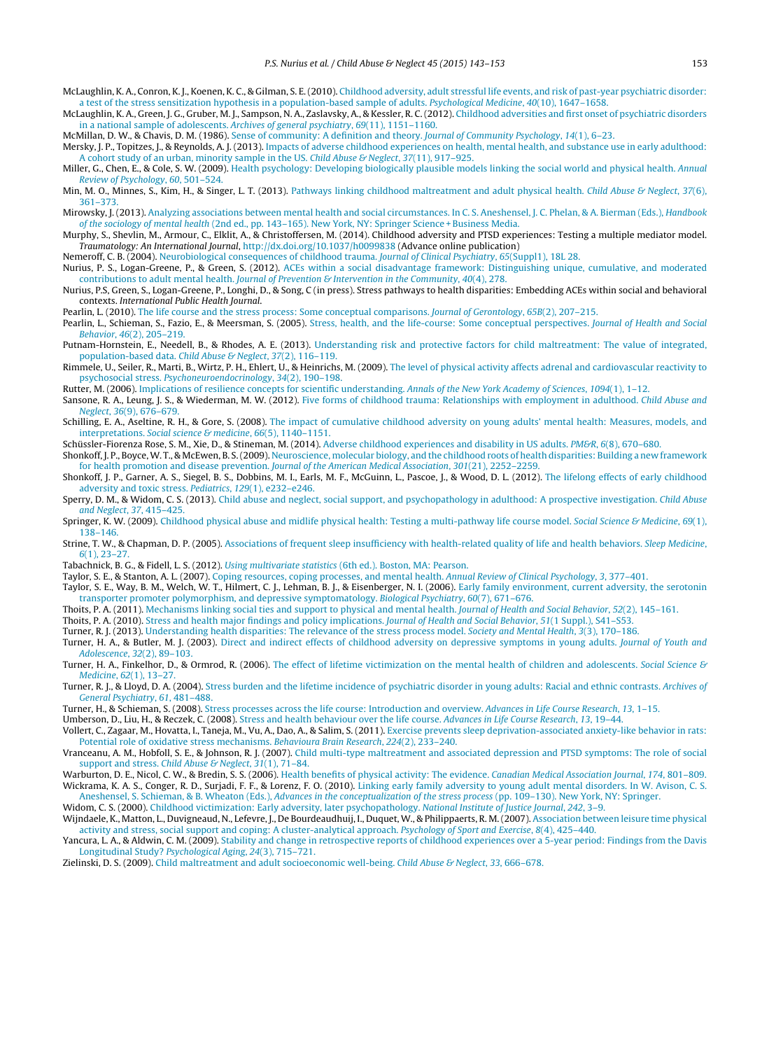McLaughlin, K. A., Conron, K. J., Koenen, K. C., & Gilman, S. E. (2010). Childhood adversity, adult stressful life events, and risk of past-year psychiatric disorder: a test of the stress sensitization hypothesis in a population-based sample of adults. *Psychological Medicine*, *40*(10), 1647–1658.

McLaughlin, K. A., Green, J. G., Gruber, M. J., Sampson, N. A., Zaslavsky, A., & Kessler, R. C. (2012). Childhood adversities and first onset of psychiatric disorders in a national sample of adolescents. *Archives of general psychiatry*, *69*(11), 1151–1160.

McMillan, D. W., & Chavis, D. M. (1986). Sense of community: A definition and theory. *Journal of Community Psychology*, *14*(1), 6–23.

Mersky, J. P., Topitzes, J., & Reynolds, A. J. (2013). Impacts of adverse childhood experiences on health, mental health, and substance use in early adulthood: A cohort study of an urban, minority sample in the US. *Child Abuse & Neglect*, *37*(11), 917–925.

Miller, G., Chen, E., & Cole, S. W. (2009). Health psychology: Developing biologically plausible models linking the social world and physical health. *Annual Review of Psychology*, *60*, 501–524.

Min, M. O., Minnes, S., Kim, H., & Singer, L. T. (2013). Pathways linking childhood maltreatment and adult physical health. *Child Abuse & Neglect*, *37*(6), 361–373.

Mirowsky, J. (2013). Analyzing associations between mental health and social circumstances. In C. S. Aneshensel, J. C. Phelan, & A. Bierman (Eds.), *Handbook of the sociology of mental health* (2nd ed., pp. 143–165). New York, NY: Springer Science + Business Media.

Murphy, S., Shevlin, M., Armour, C., Elklit, A., & Christoffersen, M. (2014). Childhood adversity and PTSD experiences: Testing a multiple mediator model. *Traumatology: An International Journal*, http://dx.doi.org/10.1037/h0099838 (Advance online publication)

Nemeroff, C. B. (2004). Neurobiological consequences of childhood trauma. *Journal of Clinical Psychiatry*, *65*(Suppl1), 18L 28.

Nurius, P. S., Logan-Greene, P., & Green, S. (2012). ACEs within a social disadvantage framework: Distinguishing unique, cumulative, and moderated contributions to adult mental health. *Journal of Prevention & Intervention in the Community*, *40*(4), 278.

Nurius, P.S, Green, S., Logan-Greene, P., Longhi, D., & Song, C (in press). Stress pathways to health disparities: Embedding ACEs within social and behavioral contexts. *International Public Health Journal*.

Pearlin, L. (2010). The life course and the stress process: Some conceptual comparisons. *Journal of Gerontology*, *65B*(2), 207–215.

Pearlin, L., Schieman, S., Fazio, E., & Meersman, S. (2005). Stress, health, and the life-course: Some conceptual perspectives. *Journal of Health and Social Behavior*, *46*(2), 205–219.

Putnam-Hornstein, E., Needell, B., & Rhodes, A. E. (2013). Understanding risk and protective factors for child maltreatment: The value of integrated, population-based data. *Child Abuse & Neglect*, *37*(2), 116–119.

Rimmele, U., Seiler, R., Marti, B., Wirtz, P. H., Ehlert, U., & Heinrichs, M. (2009). The level of physical activity affects adrenal and cardiovascular reactivity to psychosocial stress. *Psychoneuroendocrinology*, *34*(2), 190–198.

Rutter, M. (2006). Implications of resilience concepts for scientific understanding. *Annals of the New York Academy of Sciences*, *1094*(1), 1–12.

Sansone, R. A., Leung, J. S., & Wiederman, M. W. (2012). Five forms of childhood trauma: Relationships with employment in adulthood. *Child Abuse and Neglect*, *36*(9), 676–679.

Schilling, E. A., Aseltine, R. H., & Gore, S. (2008). The impact of cumulative childhood adversity on young adults' mental health: Measures, models, and interpretations. *Social science & medicine*, *66*(5), 1140–1151.

Schüssler-Fiorenza Rose, S. M., Xie, D., & Stineman, M. (2014). Adverse childhood experiences and disability in US adults. *PM&R*, *6*(8), 670–680.

Shonkoff, J. P., Boyce, W. T., & McEwen, B. S. (2009). Neuroscience, molecular biology, and the childhood roots of health disparities: Building a new framework for health promotion and disease prevention. *Journal of the American Medical Association*, *301*(21), 2252–2259.

Shonkoff, J. P., Garner, A. S., Siegel, B. S., Dobbins, M. I., Earls, M. F., McGuinn, L., Pascoe, J., & Wood, D. L. (2012). The lifelong effects of early childhood adversity and toxic stress. *Pediatrics*, *129*(1), e232–e246.

Sperry, D. M., & Widom, C. S. (2013). Child abuse and neglect, social support, and psychopathology in adulthood: A prospective investigation. *Child Abuse and Neglect*, *37*, 415–425.

Springer, K. W. (2009). Childhood physical abuse and midlife physical health: Testing a multi-pathway life course model. *Social Science & Medicine*, *69*(1), 138–146.

Strine, T. W., & Chapman, D. P. (2005). Associations of frequent sleep insufficiency with health-related quality of life and health behaviors. *Sleep Medicine*, *6*(1), 23–27.

Tabachnick, B. G., & Fidell, L. S. (2012). *Using multivariate statistics* (6th ed.). Boston, MA: Pearson.

Taylor, S. E., & Stanton, A. L. (2007). Coping resources, coping processes, and mental health. *Annual Review of Clinical Psychology*, *3*, 377–401.

Taylor, S. E., Way, B. M., Welch, W. T., Hilmert, C. J., Lehman, B. J., & Eisenberger, N. I. (2006). Early family environment, current adversity, the serotonin transporter promoter polymorphism, and depressive symptomatology. *Biological Psychiatry*, *60*(7), 671–676.

Thoits, P. A. (2011). Mechanisms linking social ties and support to physical and mental health. *Journal of Health and Social Behavior*, *52*(2), 145–161.

Thoits, P. A. (2010). Stress and health major findings and policy implications. *Journal of Health and Social Behavior*, *51*(1 Suppl.), S41–S53.

Turner, R. J. (2013). Understanding health disparities: The relevance of the stress process model. *Society and Mental Health*, *3*(3), 170–186.

Turner, H. A., & Butler, M. J. (2003). Direct and indirect effects of childhood adversity on depressive symptoms in young adults. *Journal of Youth and Adolescence*, *32*(2), 89–103.

Turner, H. A., Finkelhor, D., & Ormrod, R. (2006). The effect of lifetime victimization on the mental health of children and adolescents. *Social Science & Medicine*, *62*(1), 13–27.

Turner, R. J., & Lloyd, D. A. (2004). Stress burden and the lifetime incidence of psychiatric disorder in young adults: Racial and ethnic contrasts. *Archives of General Psychiatry*, *61*, 481–488.

Turner, H., & Schieman, S. (2008). Stress processes across the life course: Introduction and overview. *Advances in Life Course Research*, *13*, 1–15.

Umberson, D., Liu, H., & Reczek, C. (2008). Stress and health behaviour over the life course. *Advances in Life Course Research*, *13*, 19–44.

Vollert, C., Zagaar, M., Hovatta, I., Taneja, M., Vu, A., Dao, A., & Salim, S. (2011). Exercise prevents sleep deprivation-associated anxiety-like behavior in rats: Potential role of oxidative stress mechanisms. *Behavioura Brain Research*, *224*(2), 233–240.

Vranceanu, A. M., Hobfoll, S. E., & Johnson, R. J. (2007). Child multi-type maltreatment and associated depression and PTSD symptoms: The role of social support and stress. *Child Abuse & Neglect*, *31*(1), 71–84.

Warburton, D. E., Nicol, C. W., & Bredin, S. S. (2006). Health benefits of physical activity: The evidence. *Canadian Medical Association Journal*, *174*, 801–809.

Wickrama, K. A. S., Conger, R. D., Surjadi, F. F., & Lorenz, F. O. (2010). Linking early family adversity to young adult mental disorders. In W. Avison, C. S. Aneshensel, S. Schieman, & B. Wheaton (Eds.), *Advances in the conceptualization of the stress process* (pp. 109–130). New York, NY: Springer.

Widom, C. S. (2000). Childhood victimization: Early adversity, later psychopathology. *National Institute of Justice Journal*, *242*, 3–9.

Wijndaele, K., Matton, L., Duvigneaud, N., Lefevre, J., De Bourdeaudhuij, I., Duquet, W., & Philippaerts, R. M. (2007). Association between leisure time physical activity and stress, social support and coping: A cluster-analytical approach. *Psychology of Sport and Exercise*, *8*(4), 425–440.

Yancura, L. A., & Aldwin, C. M. (2009). Stability and change in retrospective reports of childhood experiences over a 5-year period: Findings from the Davis Longitudinal Study? *Psychological Aging*, *24*(3), 715–721.

Zielinski, D. S. (2009). Child maltreatment and adult socioeconomic well-being. *Child Abuse & Neglect*, *33*, 666–678.